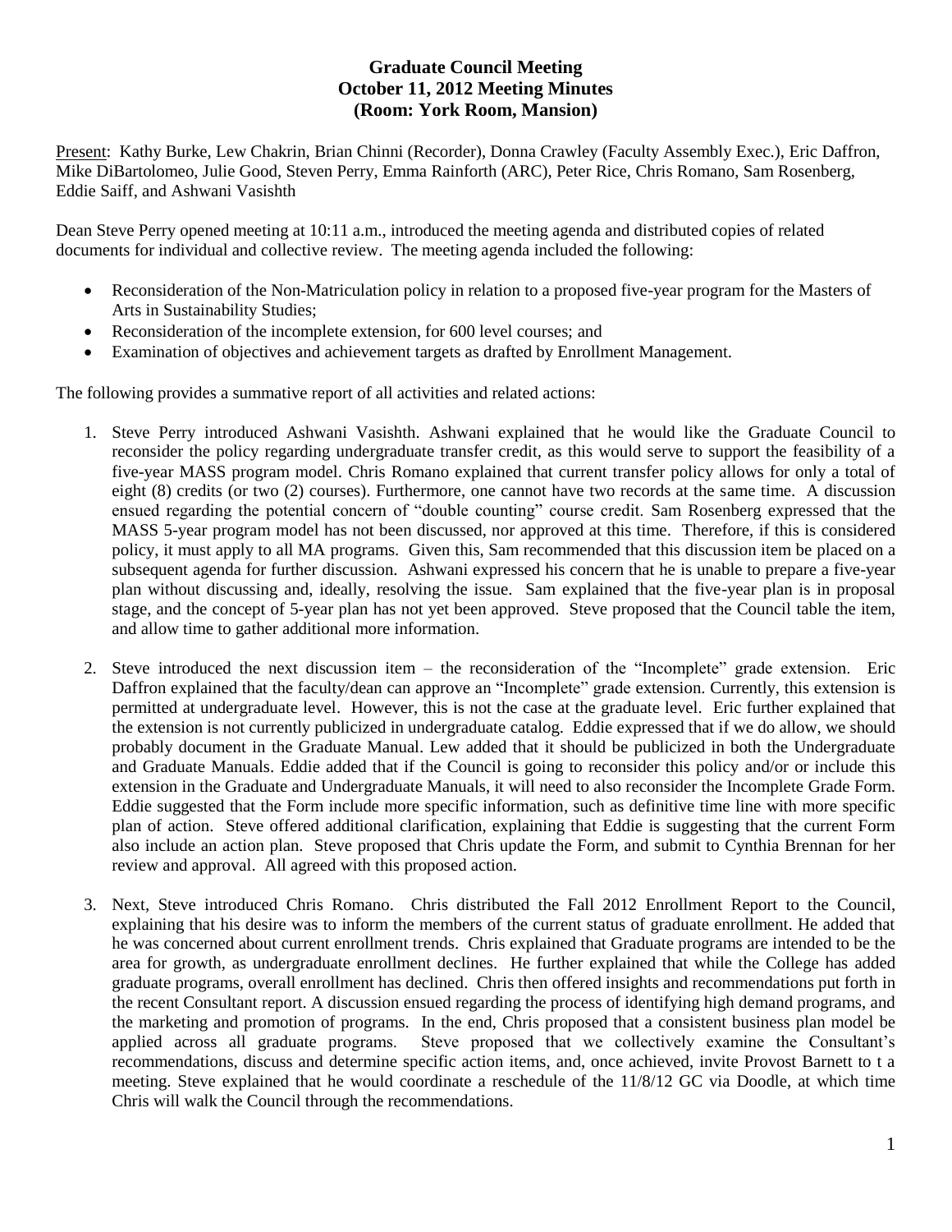**Graduate Council Meeting**
**October 11, 2012 Meeting Minutes**
**(Room: York Room, Mansion)**

Present: Kathy Burke, Lew Chakrin, Brian Chinni (Recorder), Donna Crawley (Faculty Assembly Exec.), Eric Daffron, Mike DiBartolomeo, Julie Good, Steven Perry, Emma Rainforth (ARC), Peter Rice, Chris Romano, Sam Rosenberg, Eddie Saiff, and Ashwani Vasishth

Dean Steve Perry opened meeting at 10:11 a.m., introduced the meeting agenda and distributed copies of related documents for individual and collective review. The meeting agenda included the following:

- Reconsideration of the Non-Matriculation policy in relation to a proposed five-year program for the Masters of Arts in Sustainability Studies;
- Reconsideration of the incomplete extension, for 600 level courses; and
- Examination of objectives and achievement targets as drafted by Enrollment Management.

The following provides a summative report of all activities and related actions:

1. Steve Perry introduced Ashwani Vasishth. Ashwani explained that he would like the Graduate Council to reconsider the policy regarding undergraduate transfer credit, as this would serve to support the feasibility of a five-year MASS program model. Chris Romano explained that current transfer policy allows for only a total of eight (8) credits (or two (2) courses). Furthermore, one cannot have two records at the same time. A discussion ensued regarding the potential concern of "double counting" course credit. Sam Rosenberg expressed that the MASS 5-year program model has not been discussed, nor approved at this time. Therefore, if this is considered policy, it must apply to all MA programs. Given this, Sam recommended that this discussion item be placed on a subsequent agenda for further discussion. Ashwani expressed his concern that he is unable to prepare a five-year plan without discussing and, ideally, resolving the issue. Sam explained that the five-year plan is in proposal stage, and the concept of 5-year plan has not yet been approved. Steve proposed that the Council table the item, and allow time to gather additional more information.

2. Steve introduced the next discussion item – the reconsideration of the "Incomplete" grade extension. Eric Daffron explained that the faculty/dean can approve an "Incomplete" grade extension. Currently, this extension is permitted at undergraduate level. However, this is not the case at the graduate level. Eric further explained that the extension is not currently publicized in undergraduate catalog. Eddie expressed that if we do allow, we should probably document in the Graduate Manual. Lew added that it should be publicized in both the Undergraduate and Graduate Manuals. Eddie added that if the Council is going to reconsider this policy and/or or include this extension in the Graduate and Undergraduate Manuals, it will need to also reconsider the Incomplete Grade Form. Eddie suggested that the Form include more specific information, such as definitive time line with more specific plan of action. Steve offered additional clarification, explaining that Eddie is suggesting that the current Form also include an action plan. Steve proposed that Chris update the Form, and submit to Cynthia Brennan for her review and approval. All agreed with this proposed action.

3. Next, Steve introduced Chris Romano. Chris distributed the Fall 2012 Enrollment Report to the Council, explaining that his desire was to inform the members of the current status of graduate enrollment. He added that he was concerned about current enrollment trends. Chris explained that Graduate programs are intended to be the area for growth, as undergraduate enrollment declines. He further explained that while the College has added graduate programs, overall enrollment has declined. Chris then offered insights and recommendations put forth in the recent Consultant report. A discussion ensued regarding the process of identifying high demand programs, and the marketing and promotion of programs. In the end, Chris proposed that a consistent business plan model be applied across all graduate programs. Steve proposed that we collectively examine the Consultant's recommendations, discuss and determine specific action items, and, once achieved, invite Provost Barnett to t a meeting. Steve explained that he would coordinate a reschedule of the 11/8/12 GC via Doodle, at which time Chris will walk the Council through the recommendations.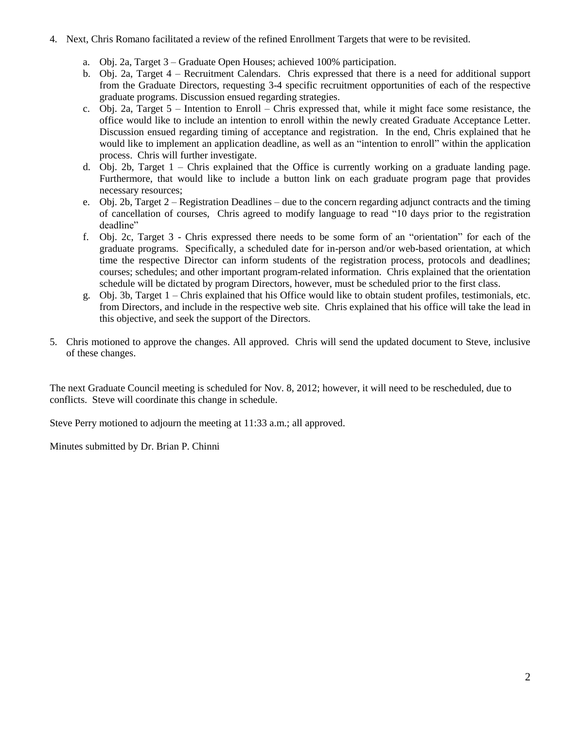4. Next, Chris Romano facilitated a review of the refined Enrollment Targets that were to be revisited.

    a. Obj. 2a, Target 3 – Graduate Open Houses; achieved 100% participation.
    b. Obj. 2a, Target 4 – Recruitment Calendars. Chris expressed that there is a need for additional support from the Graduate Directors, requesting 3-4 specific recruitment opportunities of each of the respective graduate programs. Discussion ensued regarding strategies.
    c. Obj. 2a, Target 5 – Intention to Enroll – Chris expressed that, while it might face some resistance, the office would like to include an intention to enroll within the newly created Graduate Acceptance Letter. Discussion ensued regarding timing of acceptance and registration. In the end, Chris explained that he would like to implement an application deadline, as well as an "intention to enroll" within the application process. Chris will further investigate.
    d. Obj. 2b, Target 1 – Chris explained that the Office is currently working on a graduate landing page. Furthermore, that would like to include a button link on each graduate program page that provides necessary resources;
    e. Obj. 2b, Target 2 – Registration Deadlines – due to the concern regarding adjunct contracts and the timing of cancellation of courses, Chris agreed to modify language to read "10 days prior to the registration deadline"
    f. Obj. 2c, Target 3 - Chris expressed there needs to be some form of an "orientation" for each of the graduate programs. Specifically, a scheduled date for in-person and/or web-based orientation, at which time the respective Director can inform students of the registration process, protocols and deadlines; courses; schedules; and other important program-related information. Chris explained that the orientation schedule will be dictated by program Directors, however, must be scheduled prior to the first class.
    g. Obj. 3b, Target 1 – Chris explained that his Office would like to obtain student profiles, testimonials, etc. from Directors, and include in the respective web site. Chris explained that his office will take the lead in this objective, and seek the support of the Directors.

5. Chris motioned to approve the changes. All approved. Chris will send the updated document to Steve, inclusive of these changes.

The next Graduate Council meeting is scheduled for Nov. 8, 2012; however, it will need to be rescheduled, due to conflicts. Steve will coordinate this change in schedule.

Steve Perry motioned to adjourn the meeting at 11:33 a.m.; all approved.

Minutes submitted by Dr. Brian P. Chinni